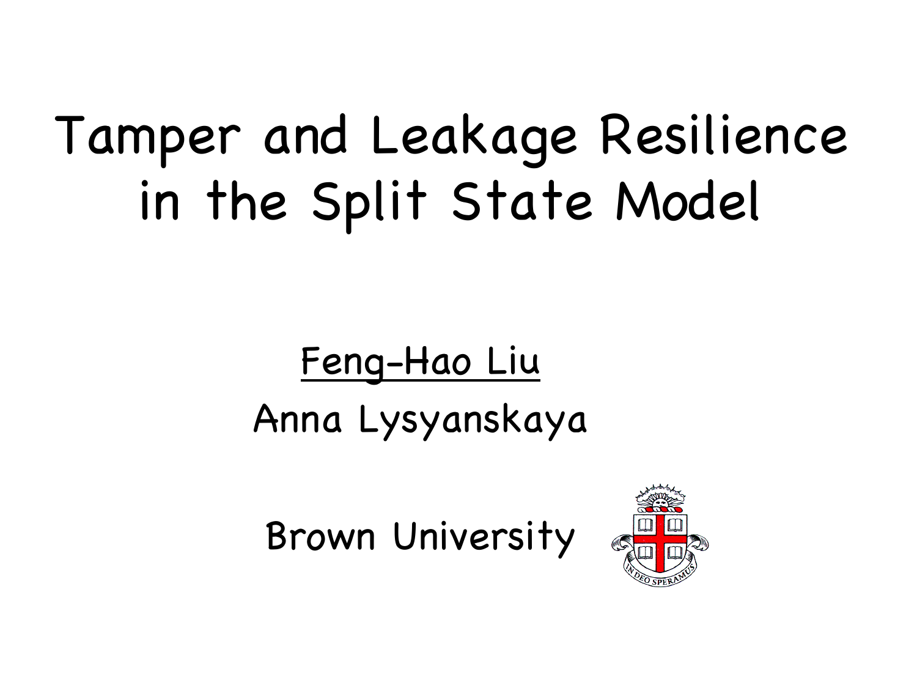# Tamper and Leakage Resilience in the Split State Model

<u>Feng-Hao Liu</u>

Anna Lysyanskaya

Brown University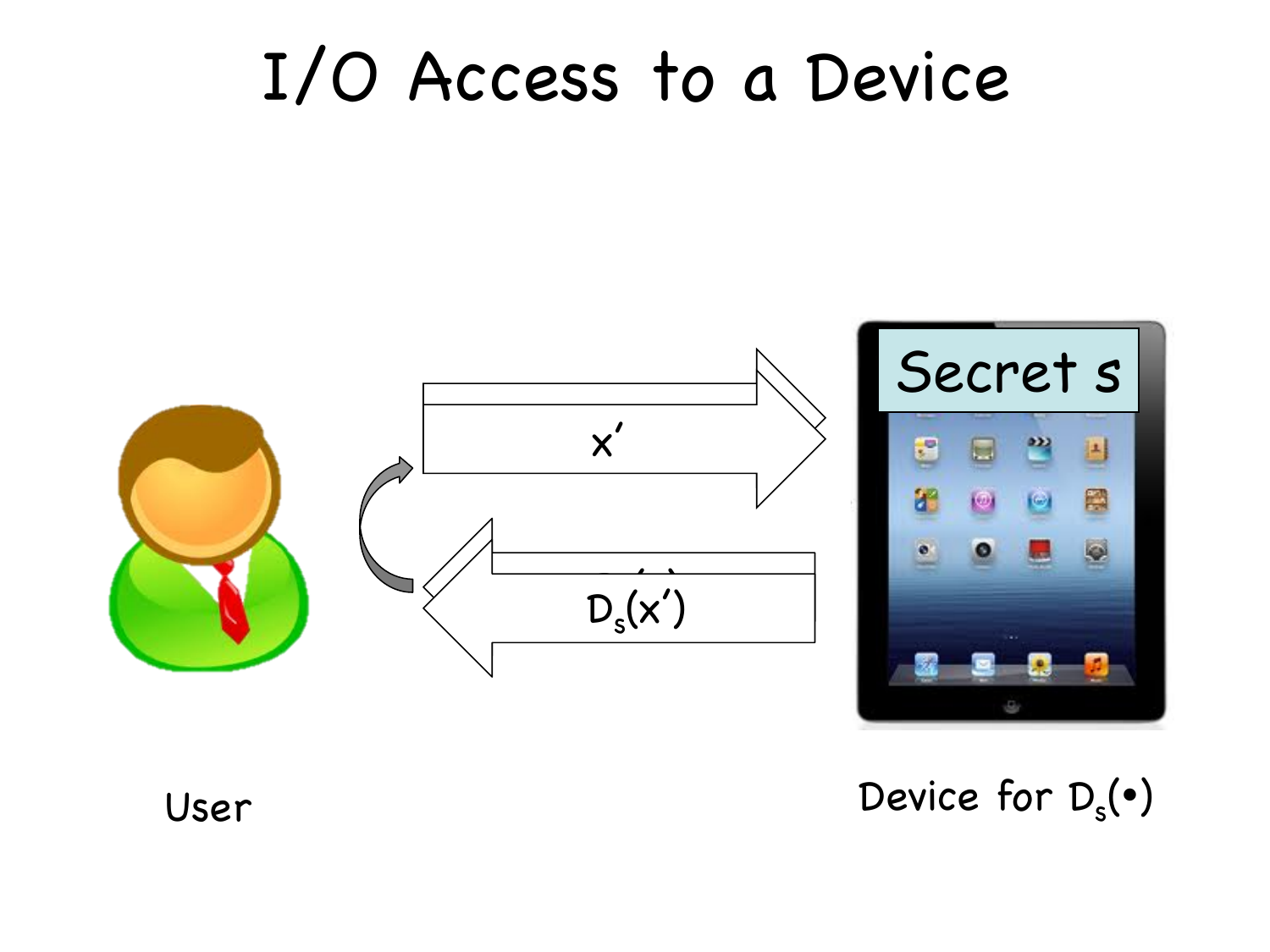# I/O Access to a Device

$x'$

$D_s(x')$

Secret s

User

Device for $D_s(\bullet)$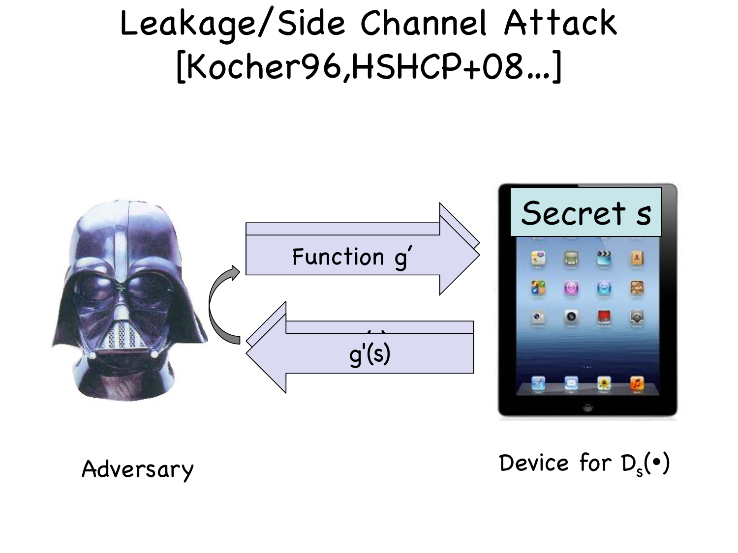# Leakage/Side Channel Attack [Kocher96,HSHCP+08…]

Secret s

Function g'

g'(s)

Adversary

Device for $D_s(\bullet)$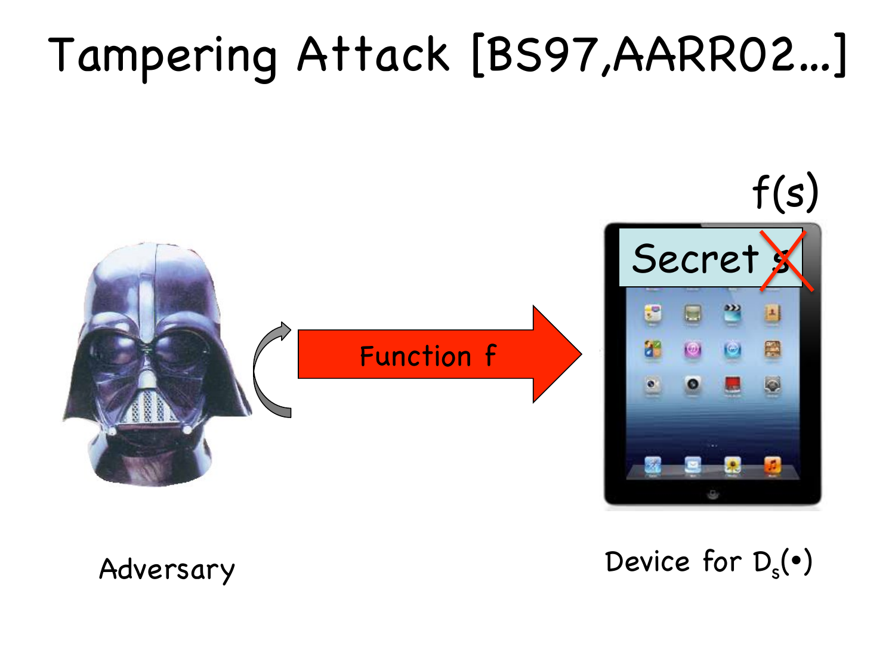# Tampering Attack [BS97,AARR02…]

$f(s)$

Secret s

Function f

Adversary

Device for $D_s(\bullet)$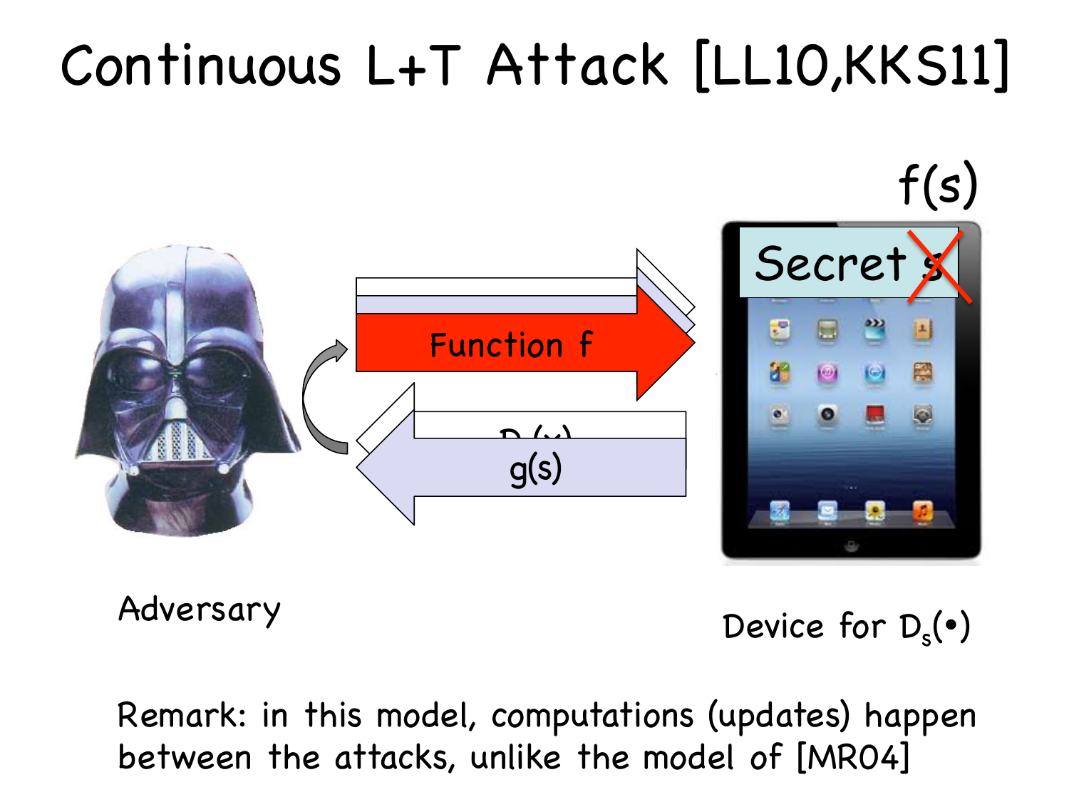# Continuous L+T Attack [LL10,KKS11]

Function f

g(s)

f(s)

Secret s

Adversary

Device for $D_s(\bullet)$

Remark: in this model, computations (updates) happen between the attacks, unlike the model of [MR04]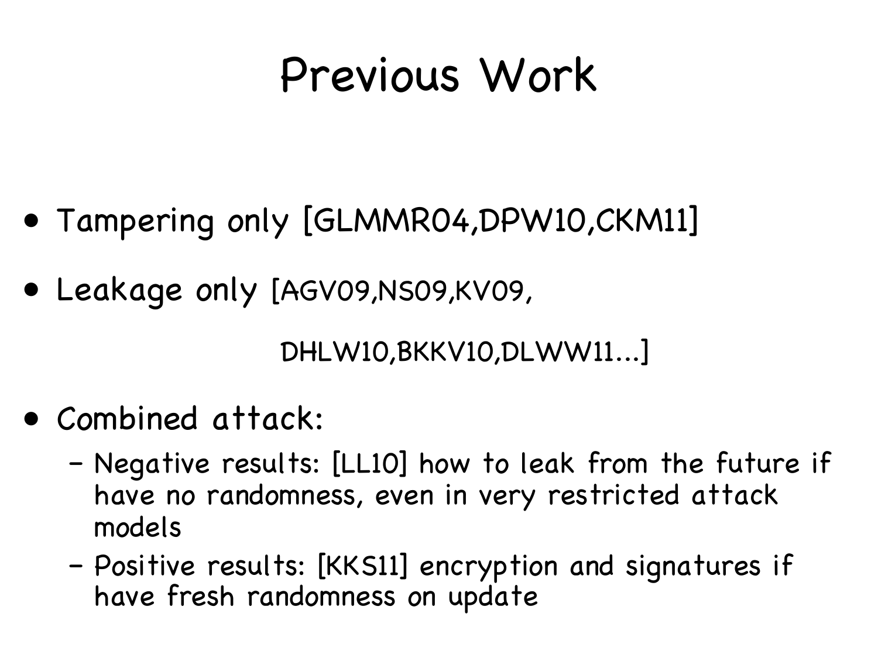# Previous Work

- Tampering only [GLMMR04,DPW10,CKM11]
- Leakage only [AGV09,NS09,KV09, DHLW10,BKKV10,DLWW11…]
- Combined attack:
  - Negative results: [LL10] how to leak from the future if have no randomness, even in very restricted attack models
  - Positive results: [KKS11] encryption and signatures if have fresh randomness on update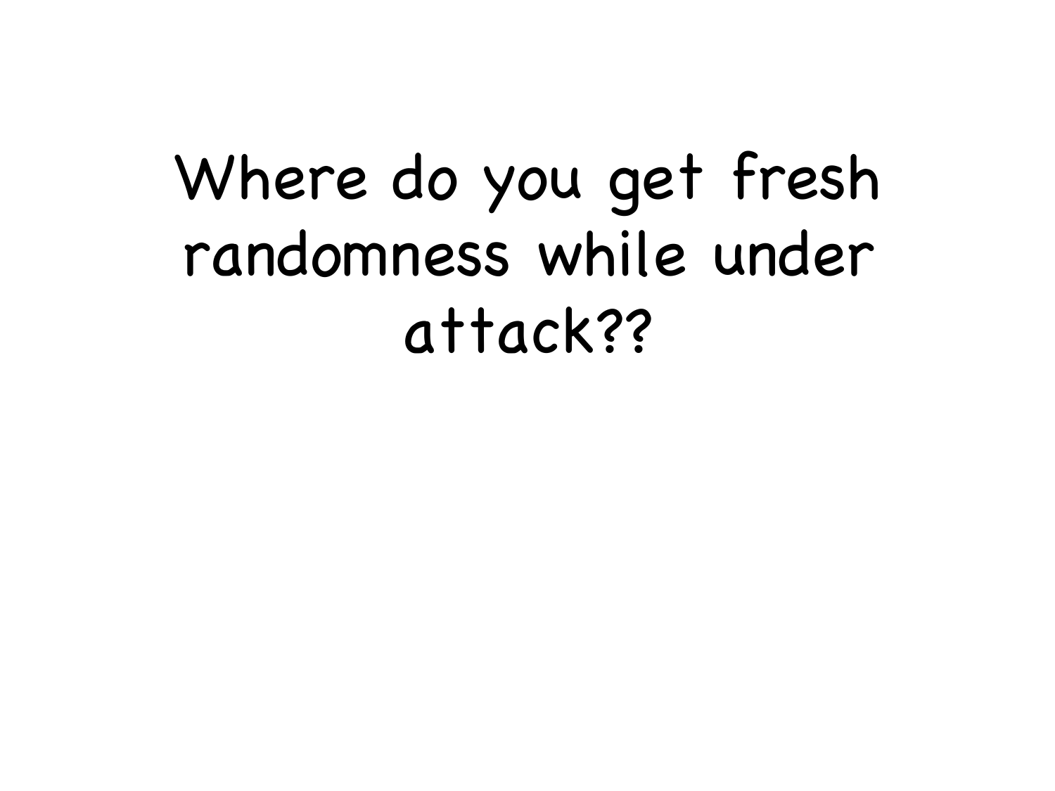# Where do you get fresh randomness while under attack??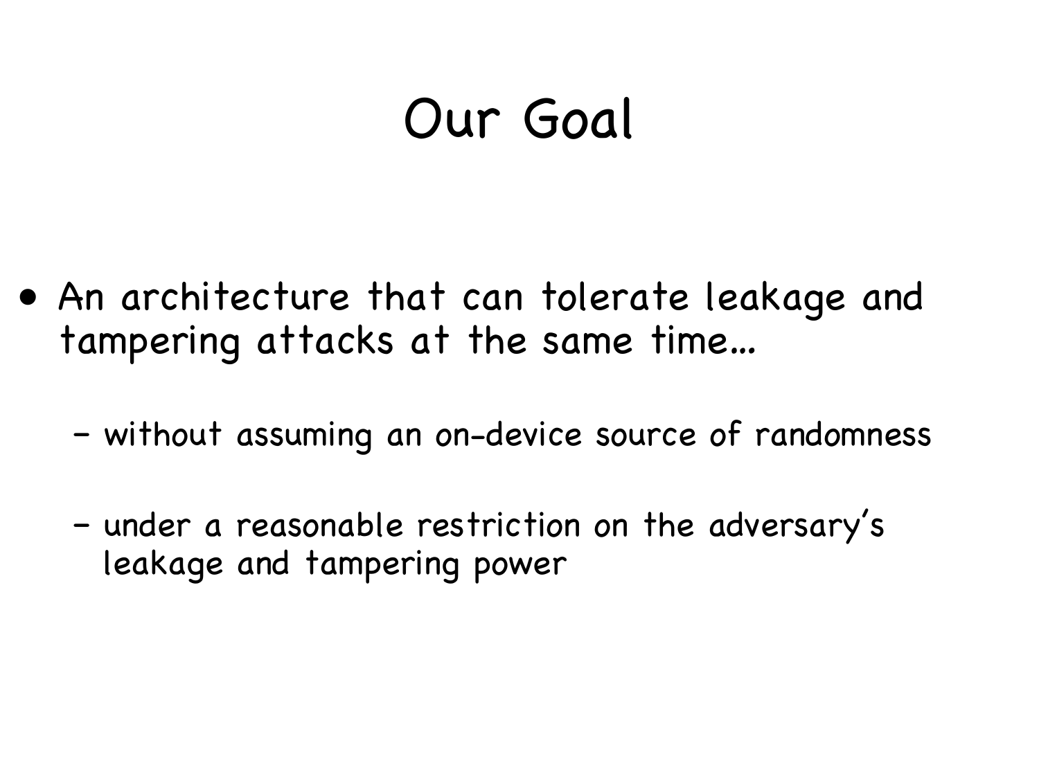# Our Goal

- An architecture that can tolerate leakage and tampering attacks at the same time…
  - without assuming an on-device source of randomness
  - under a reasonable restriction on the adversary's leakage and tampering power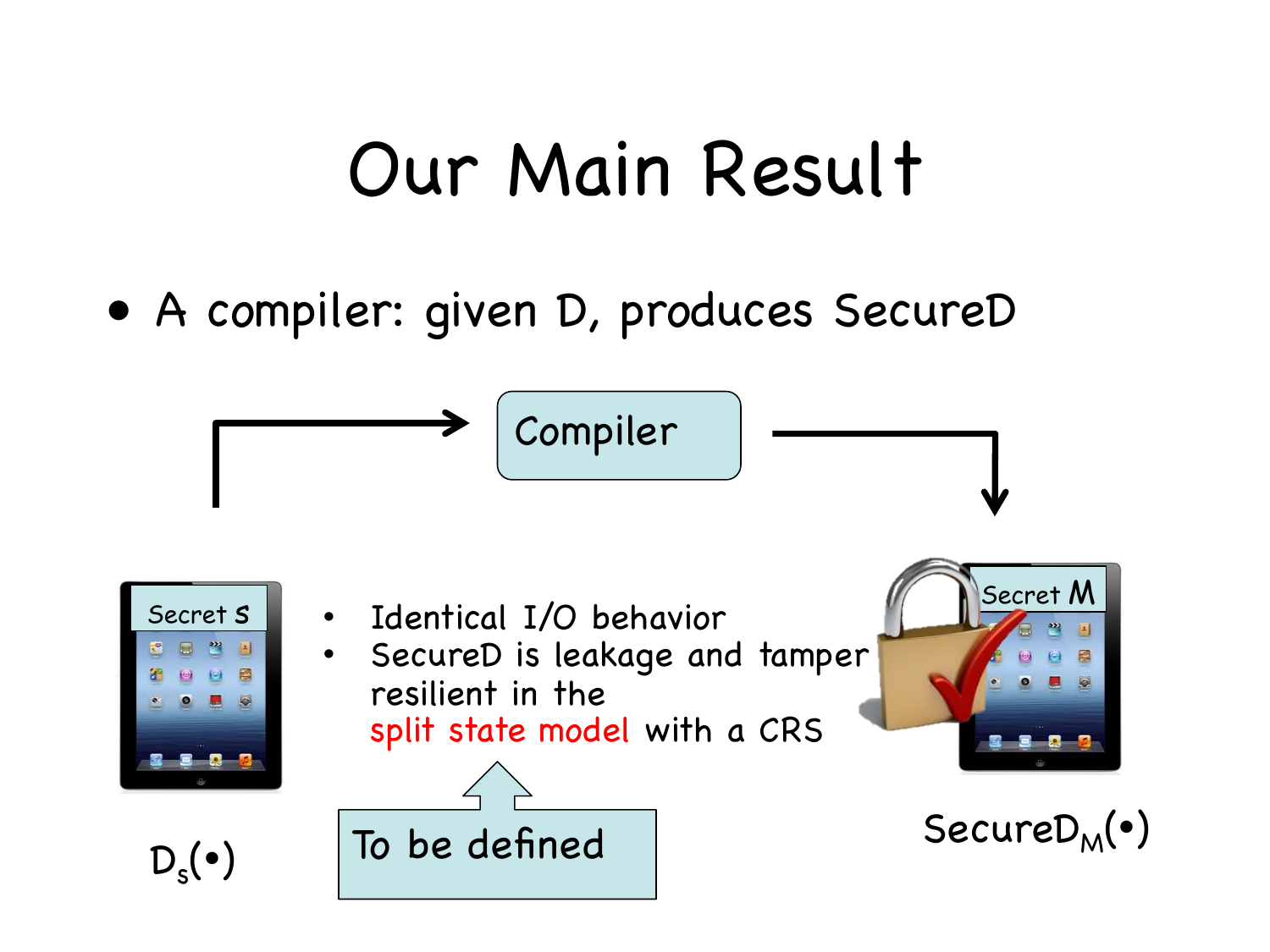# Our Main Result

- A compiler: given D, produces SecureD

Compiler

Secret $S$

$D_s(\bullet)$

- Identical I/O behavior
- SecureD is leakage and tamper resilient in the split state model with a CRS

To be defined

Secret $M$

$\text{SecureD}_M(\bullet)$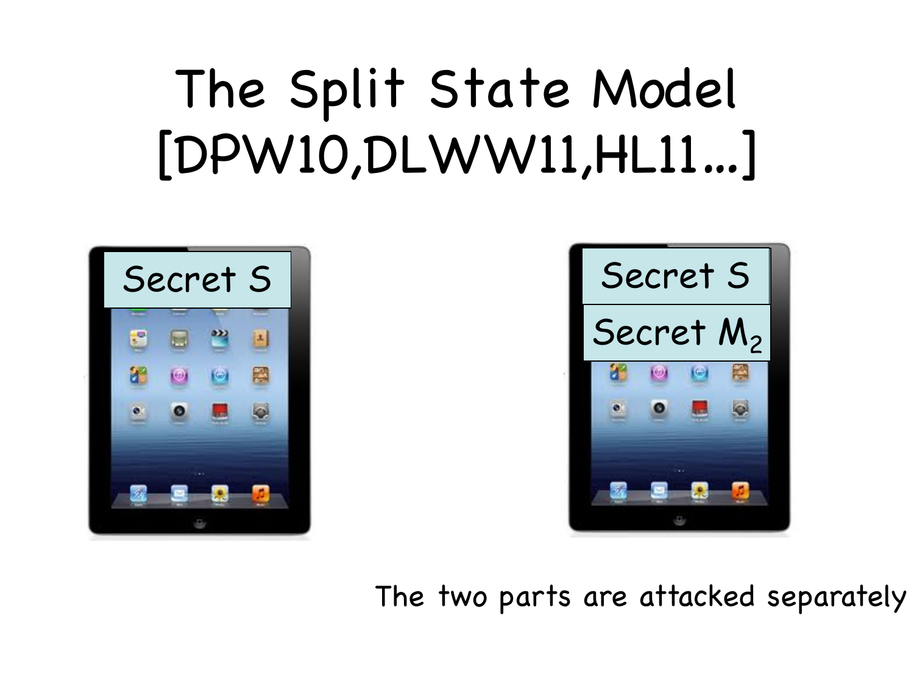# The Split State Model [DPW10,DLWW11,HL11...]

Secret S

Secret S

Secret $M_2$

The two parts are attacked separately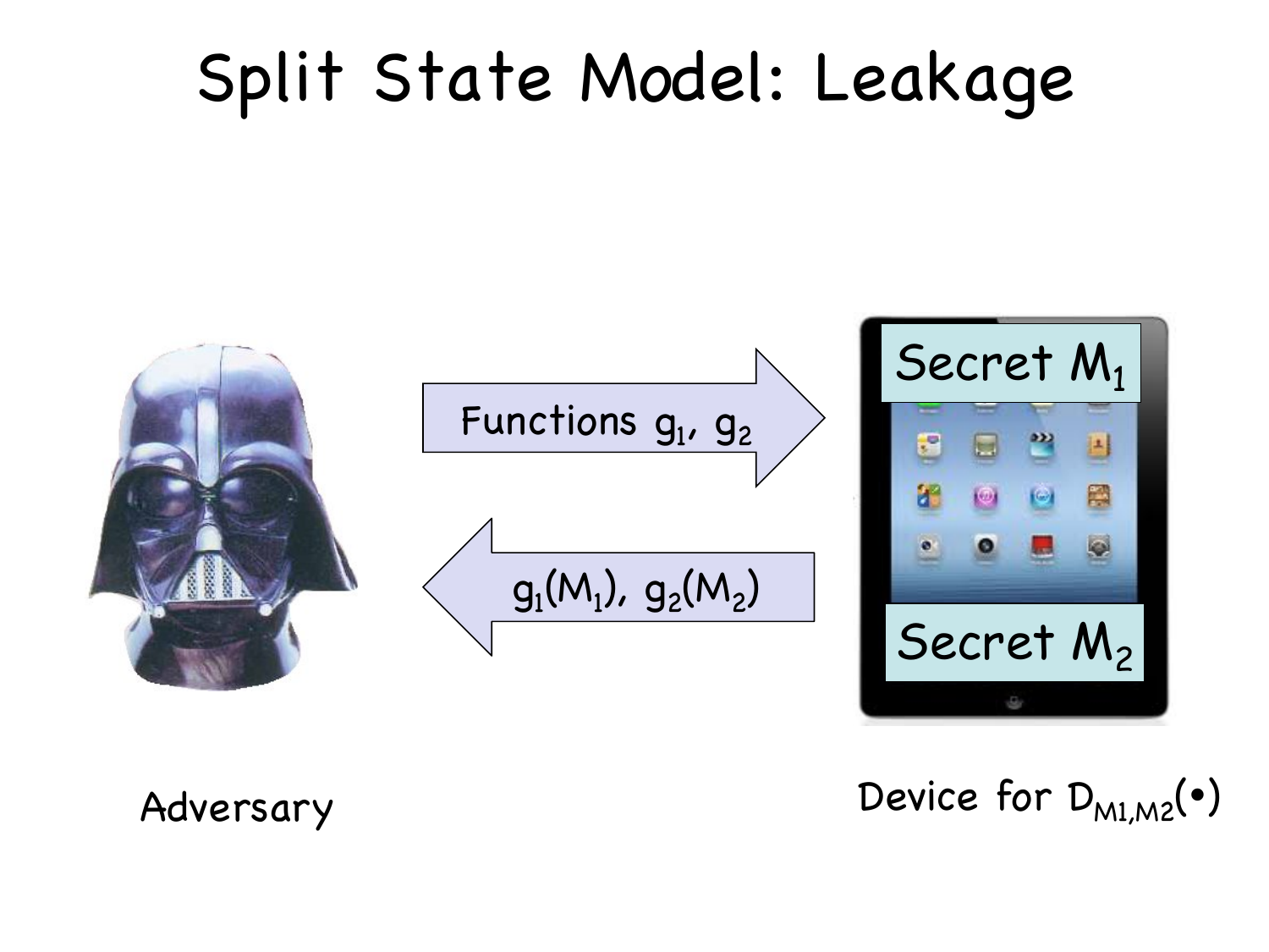# Split State Model: Leakage

Functions $g_1$, $g_2$

Secret $M_1$

$g_1(M_1)$, $g_2(M_2)$

Secret $M_2$

Adversary

Device for $D_{M1,M2}(\bullet)$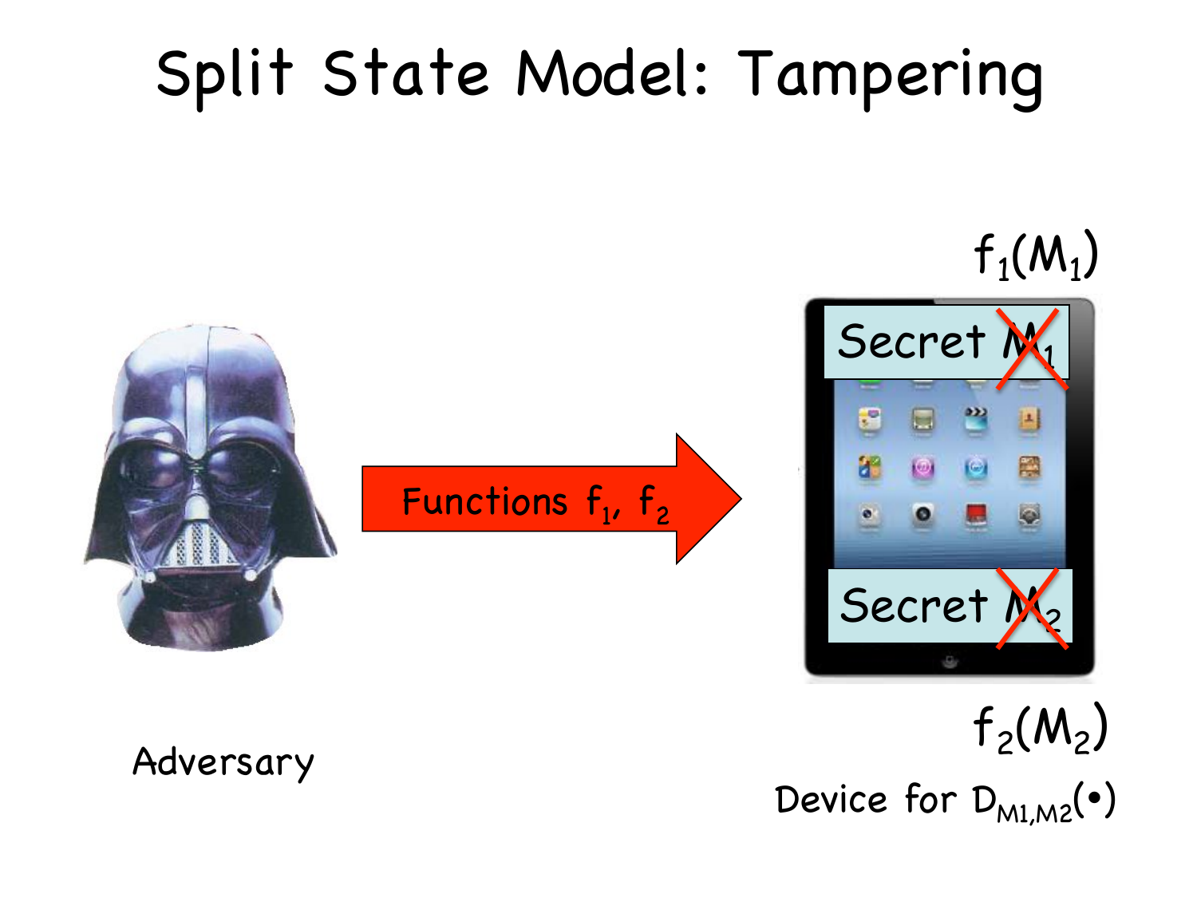# Split State Model: Tampering

$f_1(M_1)$

Secret $M_1$

Functions $f_1$, $f_2$

Secret $M_2$

$f_2(M_2)$

Adversary

Device for $D_{M1,M2}(\bullet)$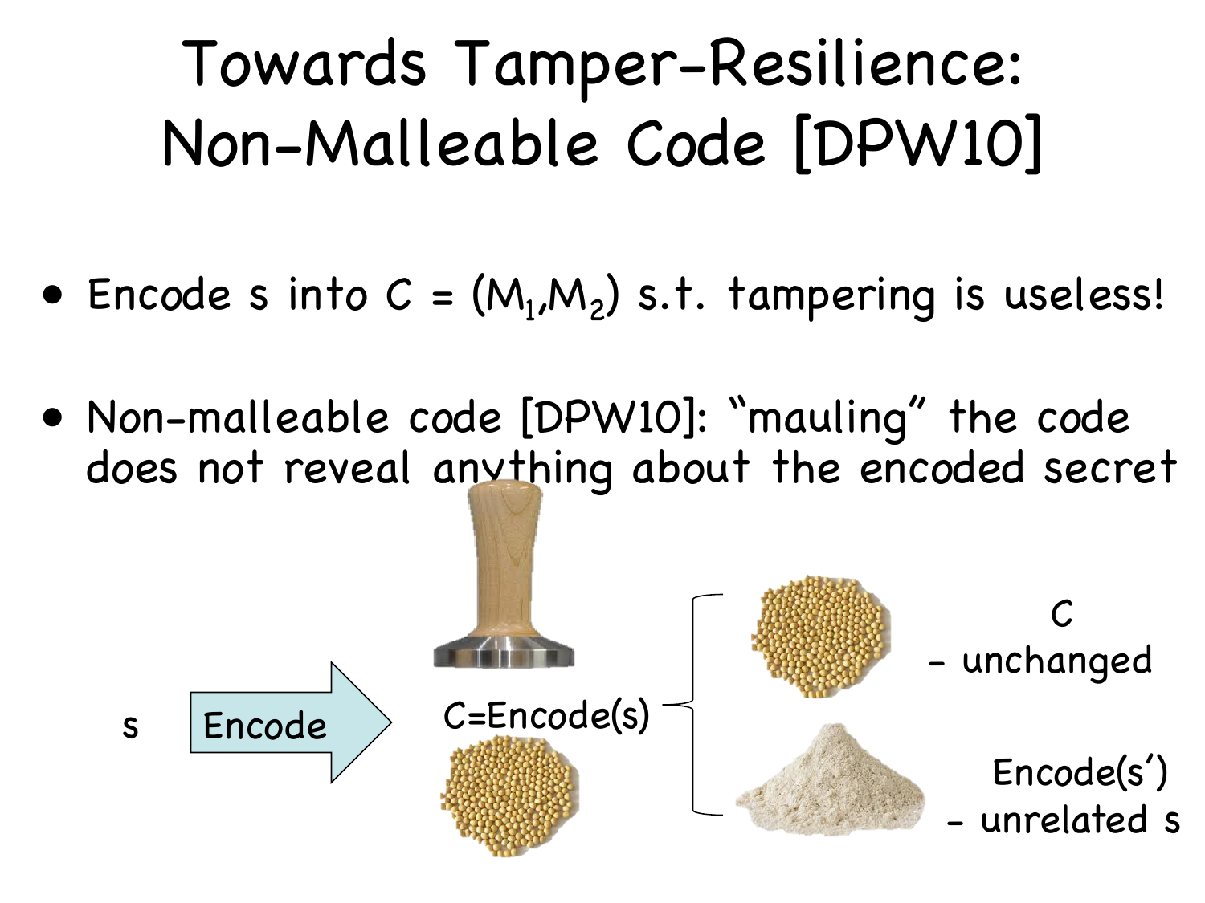# Towards Tamper-Resilience: Non-Malleable Code [DPW10]

- Encode s into $C = (M_1, M_2)$ s.t. tampering is useless!
- Non-malleable code [DPW10]: "mauling" the code does not reveal anything about the encoded secret

s Encode C=Encode(s)

C - unchanged

Encode(s') - unrelated s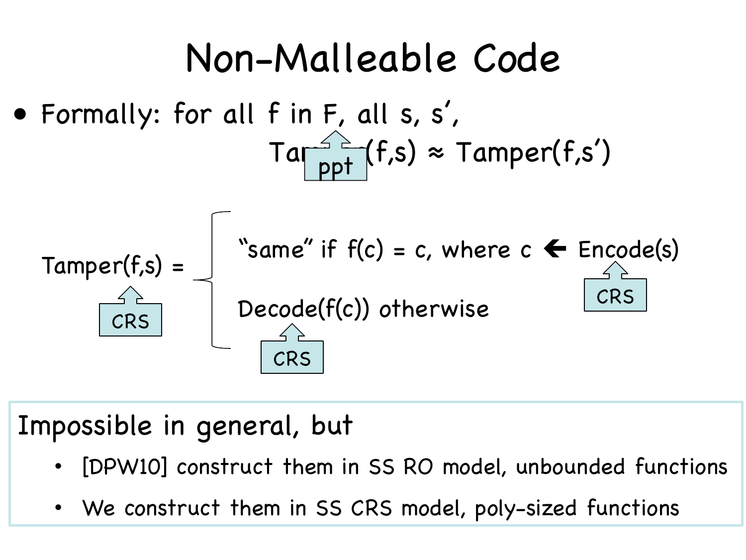# Non-Malleable Code

- Formally: for all f in F, all s, s',

$$\text{Tamper}(f,s) \approx \text{Tamper}(f,s')$$

ppt

$$\text{Tamper}(f,s) = \begin{cases} \text{"same" if } f(c) = c, \text{ where } c \leftarrow \text{Encode}(s) \\ \text{Decode}(f(c)) \text{ otherwise} \end{cases}$$

CRS

CRS

CRS

Impossible in general, but

- [DPW10] construct them in SS RO model, unbounded functions
- We construct them in SS CRS model, poly-sized functions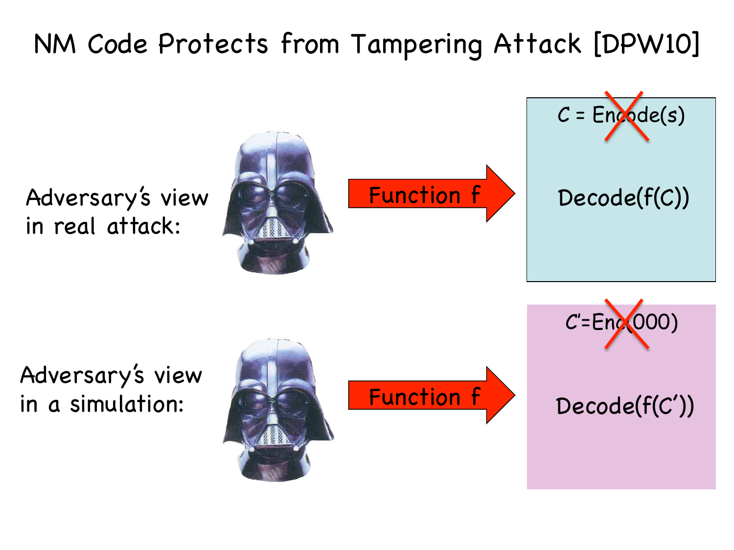# NM Code Protects from Tampering Attack [DPW10]

Adversary's view in real attack:

Function f

$C$ = Encode(s)

Decode(f(C))

Adversary's view in a simulation:

Function f

$C'$=Enc(000)

Decode(f(C'))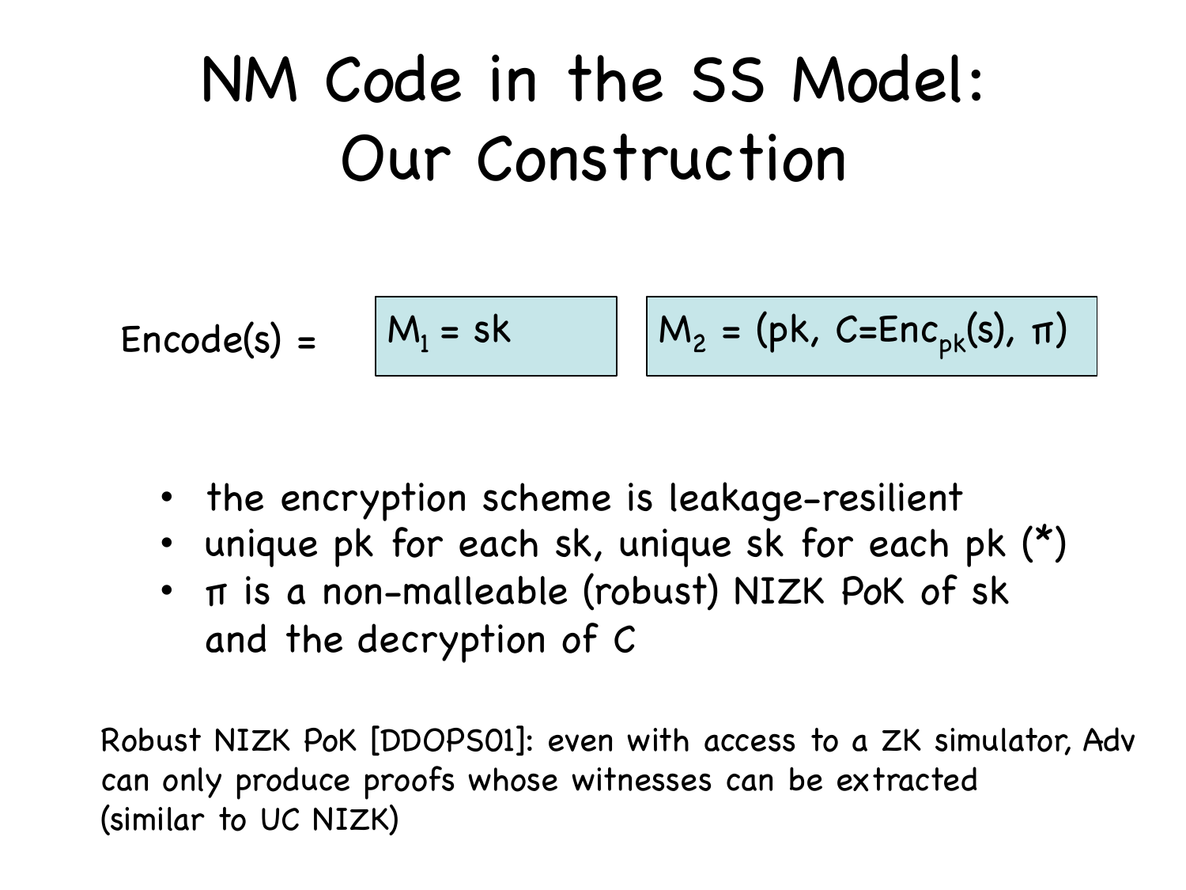# NM Code in the SS Model: Our Construction

Encode(s) = $M_1 = sk$ | $M_2 = (pk, C=Enc_{pk}(s), \pi)$

- the encryption scheme is leakage-resilient
- unique pk for each sk, unique sk for each pk (*)
- $\pi$ is a non-malleable (robust) NIZK PoK of sk and the decryption of C

Robust NIZK PoK [DDOPS01]: even with access to a ZK simulator, Adv can only produce proofs whose witnesses can be extracted (similar to UC NIZK)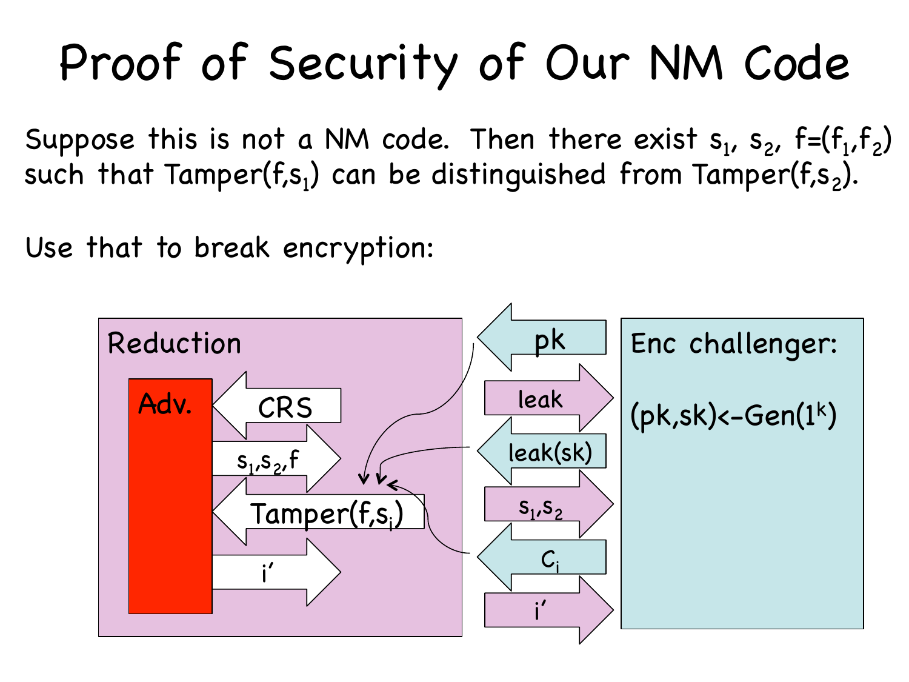# Proof of Security of Our NM Code

Suppose this is not a NM code. Then there exist $s_1$, $s_2$, $f=(f_1,f_2)$ such that $\text{Tamper}(f,s_1)$ can be distinguished from $\text{Tamper}(f,s_2)$.

Use that to break encryption:

Reduction

Adv.

CRS

$s_1,s_2,f$

$\text{Tamper}(f,s_i)$

$i'$

pk

leak

leak(sk)

$s_1,s_2$

$C_i$

$i'$

Enc challenger:

$(pk,sk)\text{<-}\text{Gen}(1^k)$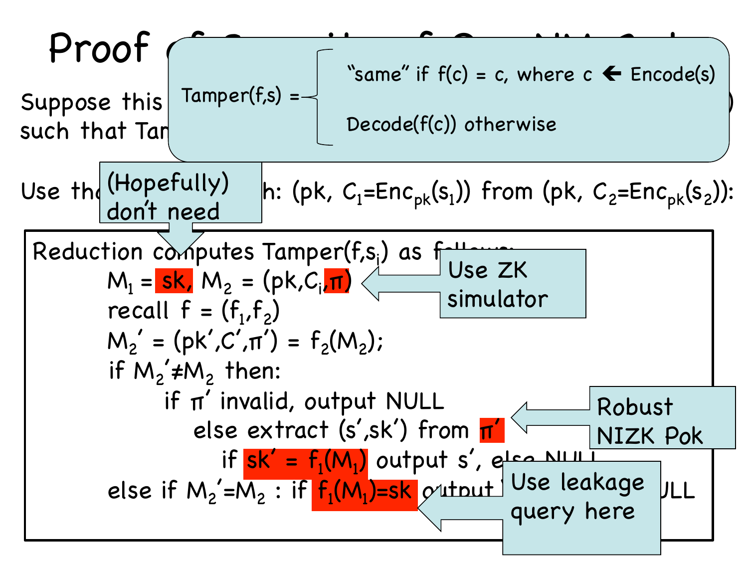# Proof ...

> $\text{Tamper}(f,s) = \begin{cases} \text{"same" if } f(c) = c, \text{ where } c \leftarrow \text{Encode}(s) \\ \text{Decode}(f(c)) \text{ otherwise} \end{cases}$

Suppose this ... such that Tam...

Use th... h: $(pk,\ C_1=Enc_{pk}(s_1))$ from $(pk,\ C_2=Enc_{pk}(s_2))$:

> (Hopefully) don't need

Reduction computes $\text{Tamper}(f,s_i)$ as follows:

- $M_1 = sk$, $M_2 = (pk, C_i, \pi)$ ← Use ZK simulator
- recall $f = (f_1, f_2)$
- $M_2' = (pk', C', \pi') = f_2(M_2)$;
- if $M_2' \neq M_2$ then:
  - if $\pi'$ invalid, output NULL
    - else extract $(s', sk')$ from $\pi'$ ← Robust NIZK PoK
      - if $sk' = f_1(M_1)$ output $s'$, else NULL
- else if $M_2' = M_2$ : if $f_1(M_1) = sk$ output ... ULL ← Use leakage query here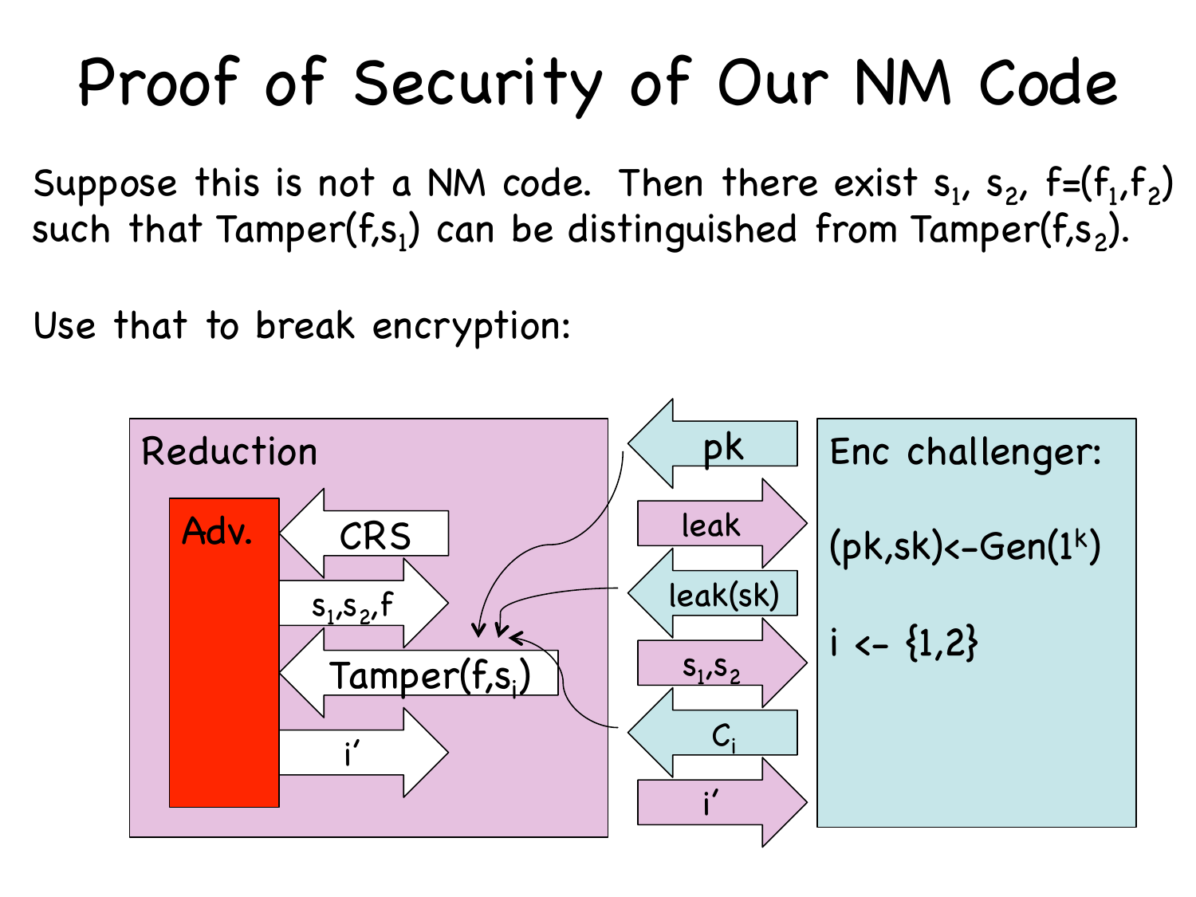# Proof of Security of Our NM Code

Suppose this is not a NM code. Then there exist $s_1$, $s_2$, $f=(f_1,f_2)$ such that Tamper($f$,$s_1$) can be distinguished from Tamper($f$,$s_2$).

Use that to break encryption:

Reduction

Adv.

CRS

$s_1,s_2,f$

Tamper($f$,$s_i$)

$i'$

pk

leak

leak(sk)

$s_1,s_2$

$C_i$

$i'$

Enc challenger:

(pk,sk)<-Gen($1^k$)

i <- {1,2}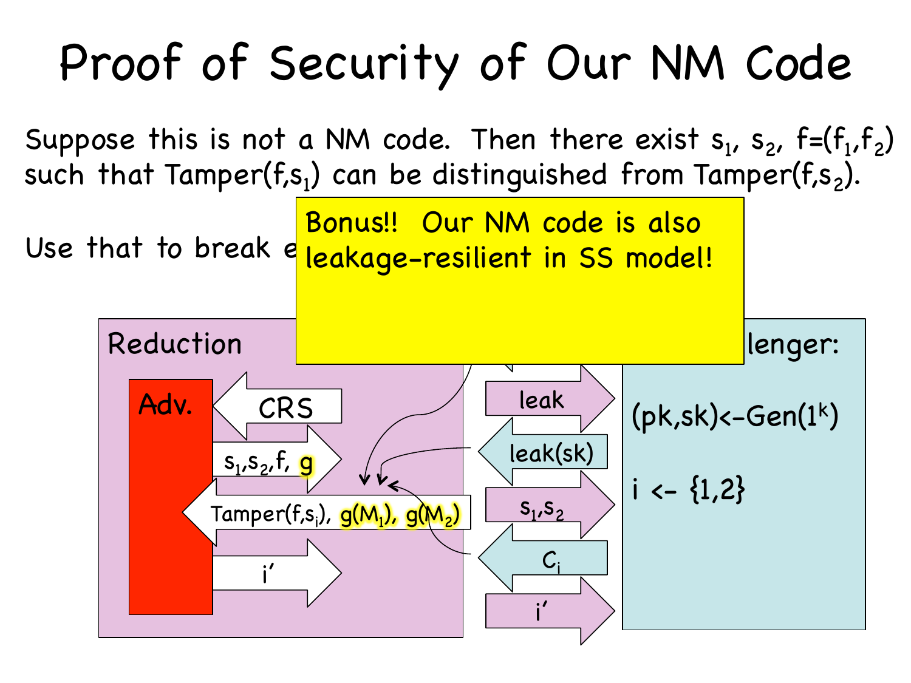# Proof of Security of Our NM Code

Suppose this is not a NM code. Then there exist $s_1$, $s_2$, $f=(f_1,f_2)$ such that Tamper($f$,$s_1$) can be distinguished from Tamper($f$,$s_2$).

Use that to break e

**Bonus!! Our NM code is also leakage-resilient in SS model!**

Reduction

Adv.

CRS

$s_1$,$s_2$,$f$, $g$

Tamper($f$,$s_i$), $g(M_1)$, $g(M_2)$

$i'$

leak

leak(sk)

$s_1$,$s_2$

$C_i$

$i'$

lenger:

(pk,sk)<-Gen($1^k$)

i <- {1,2}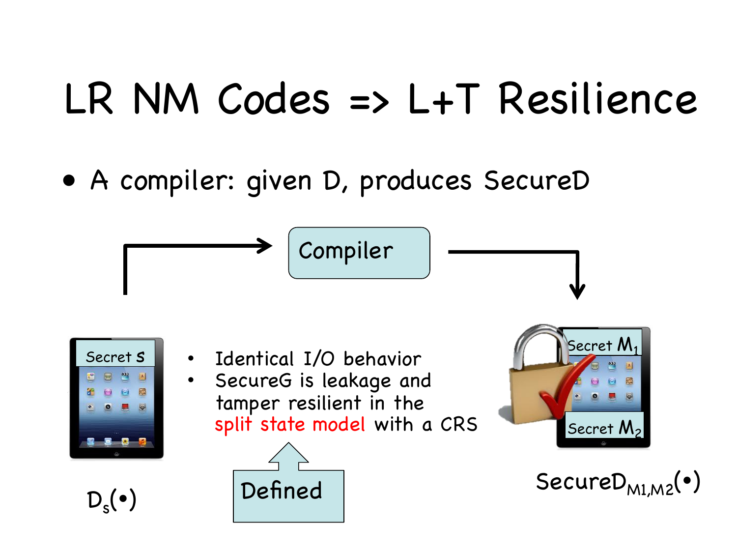# LR NM Codes => L+T Resilience

- A compiler: given D, produces SecureD

Compiler

Secret S

$D_s(\bullet)$

- Identical I/O behavior
- SecureG is leakage and tamper resilient in the split state model with a CRS

Defined

Secret $M_1$

Secret $M_2$

$\text{SecureD}_{M1,M2}(\bullet)$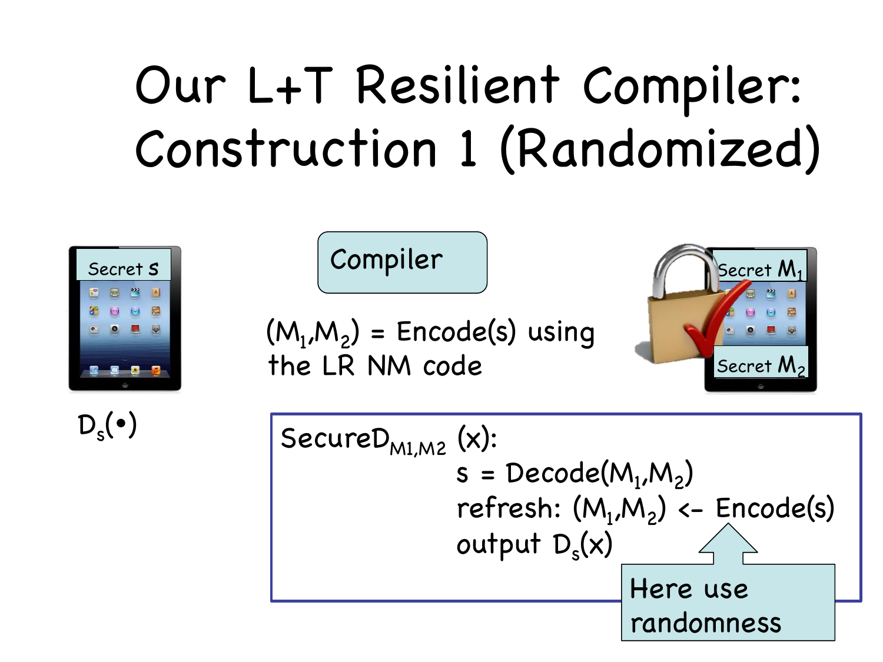# Our L+T Resilient Compiler: Construction 1 (Randomized)

Secret $s$

Compiler

Secret $M_1$

Secret $M_2$

$(M_1,M_2)$ = Encode(s) using the LR NM code

$D_s(\bullet)$

$\text{SecureD}_{M1,M2}$ (x):

s = Decode($M_1$,$M_2$)

refresh: ($M_1$,$M_2$) <- Encode(s)

output $D_s(x)$

Here use randomness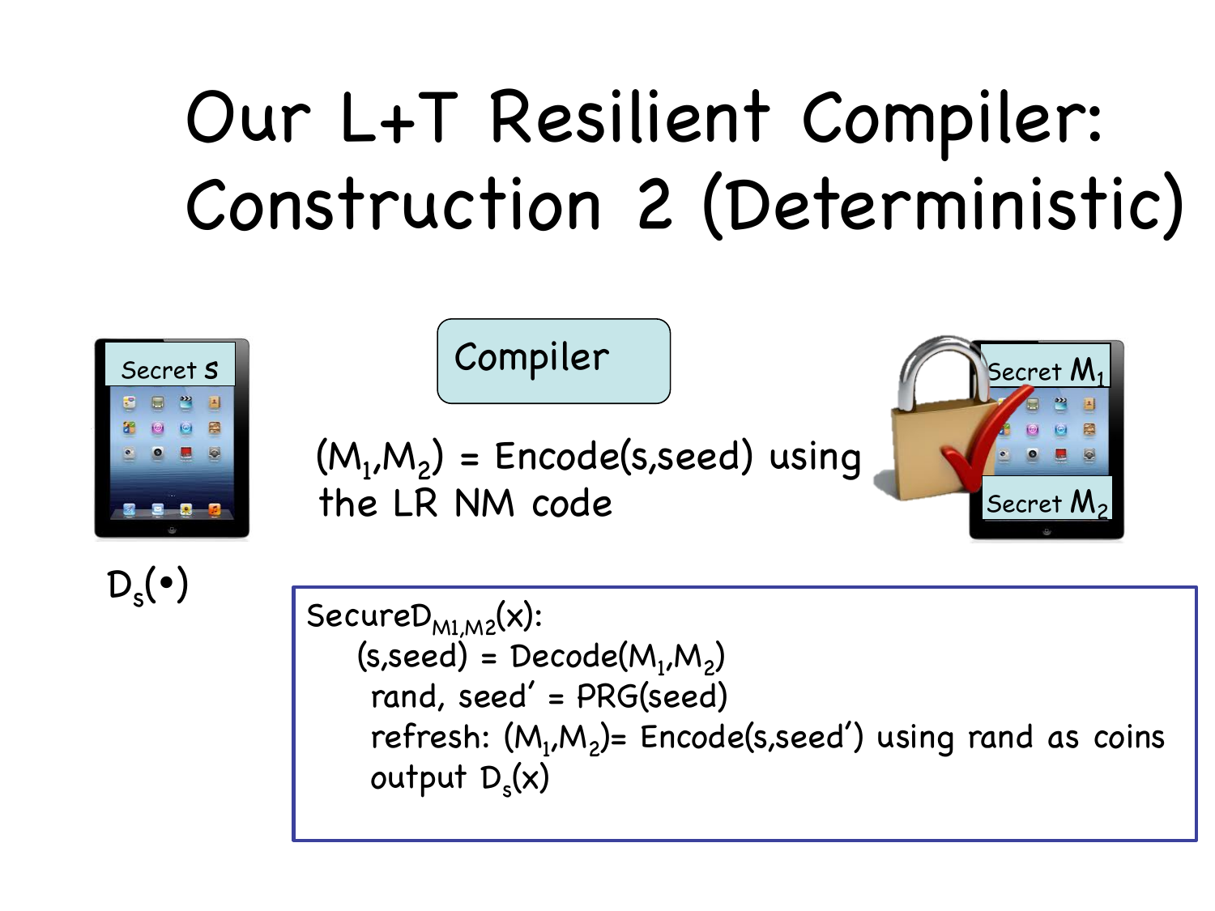# Our L+T Resilient Compiler: Construction 2 (Deterministic)

Secret $s$

$D_s(\bullet)$

Compiler

$(M_1,M_2)$ = Encode(s,seed) using the LR NM code

Secret $M_1$

Secret $M_2$

```
SecureD_{M1,M2}(x):
    (s,seed) = Decode(M_1,M_2)
    rand, seed' = PRG(seed)
    refresh: (M_1,M_2)= Encode(s,seed') using rand as coins
    output D_s(x)
```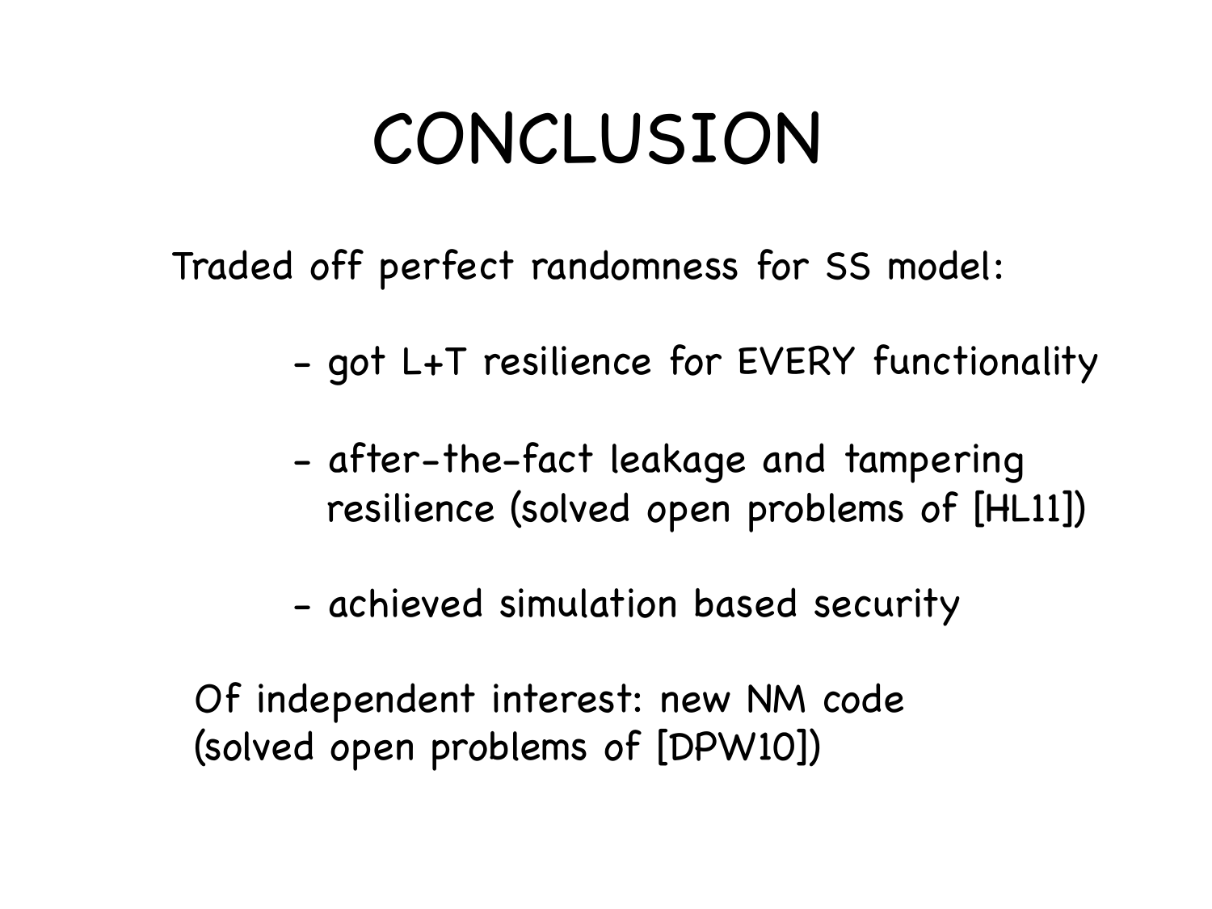# CONCLUSION

Traded off perfect randomness for SS model:

- got L+T resilience for EVERY functionality
- after-the-fact leakage and tampering resilience (solved open problems of [HL11])
- achieved simulation based security

Of independent interest: new NM code (solved open problems of [DPW10])